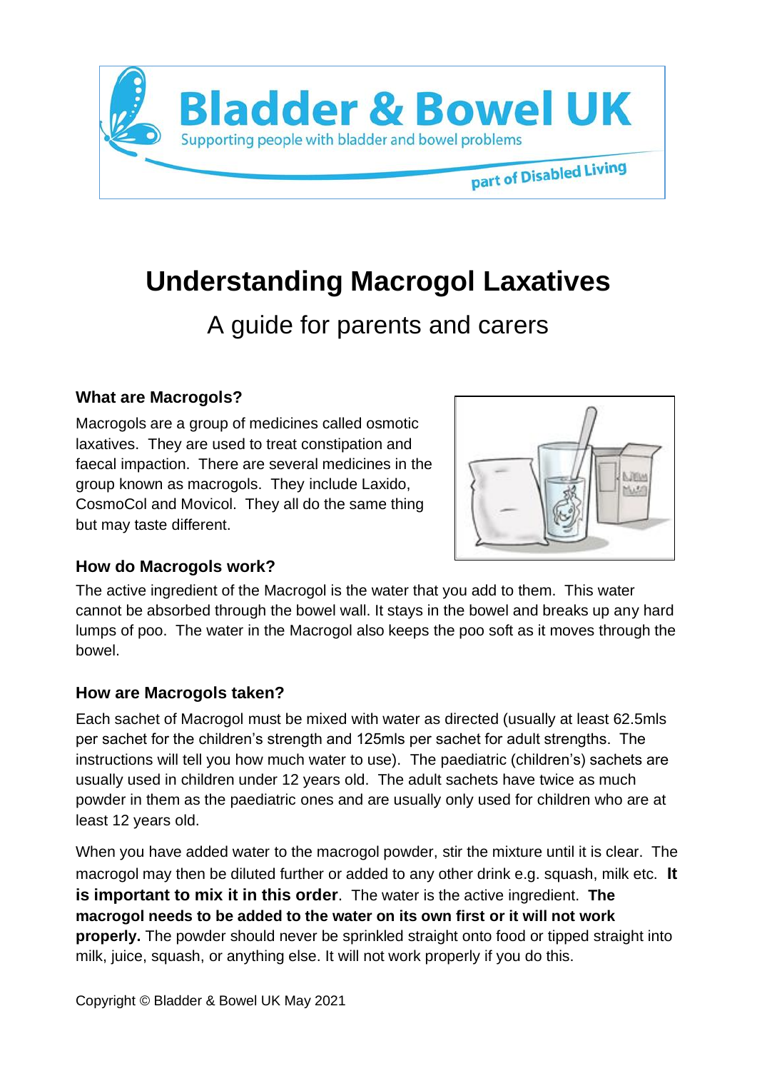Bladder & Bowel UK

Supporting people with bladder and bowel problems

part of Disabled Living

# Understanding Macrogol Laxatives

## A guide for parents and carers

### What are Macrogols?

Macrogols are a group of medicines called osmotic laxatives. They are used to treat constipation and faecal impaction. There are several medicines in the group known as macrogols. They include Laxido, CosmoCol and Movicol. They all do the same thing but may taste different.

### How do Macrogols work?

The active ingredient of the Macrogol is the water that you add to them. This water cannot be absorbed through the bowel wall. It stays in the bowel and breaks up any hard lumps of poo. The water in the Macrogol also keeps the poo soft as it moves through the bowel.

### How are Macrogols taken?

Each sachet of Macrogol must be mixed with water as directed (usually at least 62.5mls per sachet for the children's strength and 125mls per sachet for adult strengths. The instructions will tell you how much water to use). The paediatric (children's) sachets are usually used in children under 12 years old. The adult sachets have twice as much powder in them as the paediatric ones and are usually only used for children who are at least 12 years old.

When you have added water to the macrogol powder, stir the mixture until it is clear. The macrogol may then be diluted further or added to any other drink e.g. squash, milk etc. **It is important to mix it in this order**. The water is the active ingredient. **The macrogol needs to be added to the water on its own first or it will not work properly.** The powder should never be sprinkled straight onto food or tipped straight into milk, juice, squash, or anything else. It will not work properly if you do this.

Copyright © Bladder & Bowel UK May 2021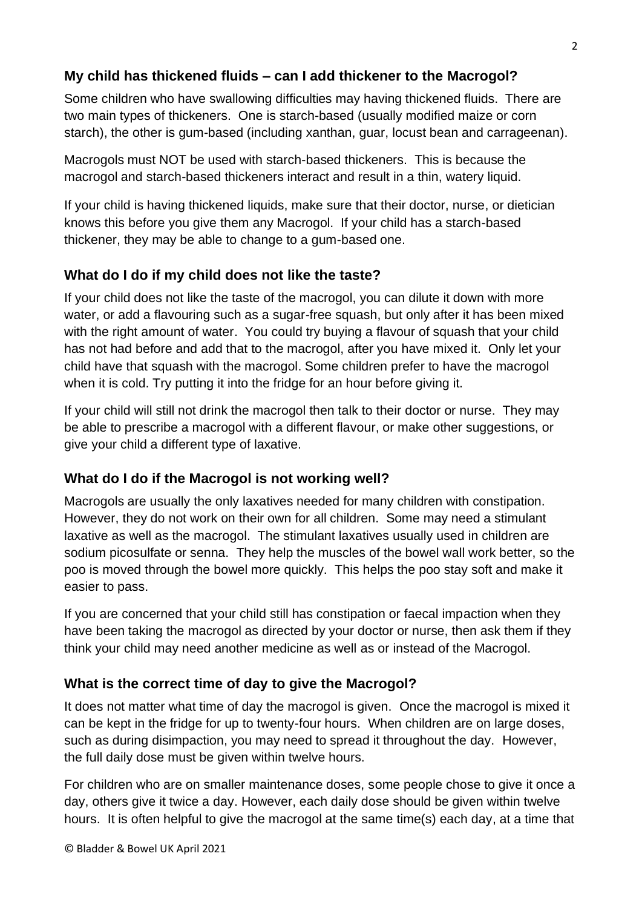## My child has thickened fluids – can I add thickener to the Macrogol?

Some children who have swallowing difficulties may having thickened fluids. There are two main types of thickeners. One is starch-based (usually modified maize or corn starch), the other is gum-based (including xanthan, guar, locust bean and carrageenan).

Macrogols must NOT be used with starch-based thickeners. This is because the macrogol and starch-based thickeners interact and result in a thin, watery liquid.

If your child is having thickened liquids, make sure that their doctor, nurse, or dietician knows this before you give them any Macrogol. If your child has a starch-based thickener, they may be able to change to a gum-based one.

## What do I do if my child does not like the taste?

If your child does not like the taste of the macrogol, you can dilute it down with more water, or add a flavouring such as a sugar-free squash, but only after it has been mixed with the right amount of water. You could try buying a flavour of squash that your child has not had before and add that to the macrogol, after you have mixed it. Only let your child have that squash with the macrogol. Some children prefer to have the macrogol when it is cold. Try putting it into the fridge for an hour before giving it.

If your child will still not drink the macrogol then talk to their doctor or nurse. They may be able to prescribe a macrogol with a different flavour, or make other suggestions, or give your child a different type of laxative.

## What do I do if the Macrogol is not working well?

Macrogols are usually the only laxatives needed for many children with constipation. However, they do not work on their own for all children. Some may need a stimulant laxative as well as the macrogol. The stimulant laxatives usually used in children are sodium picosulfate or senna. They help the muscles of the bowel wall work better, so the poo is moved through the bowel more quickly. This helps the poo stay soft and make it easier to pass.

If you are concerned that your child still has constipation or faecal impaction when they have been taking the macrogol as directed by your doctor or nurse, then ask them if they think your child may need another medicine as well as or instead of the Macrogol.

## What is the correct time of day to give the Macrogol?

It does not matter what time of day the macrogol is given. Once the macrogol is mixed it can be kept in the fridge for up to twenty-four hours. When children are on large doses, such as during disimpaction, you may need to spread it throughout the day. However, the full daily dose must be given within twelve hours.

For children who are on smaller maintenance doses, some people chose to give it once a day, others give it twice a day. However, each daily dose should be given within twelve hours. It is often helpful to give the macrogol at the same time(s) each day, at a time that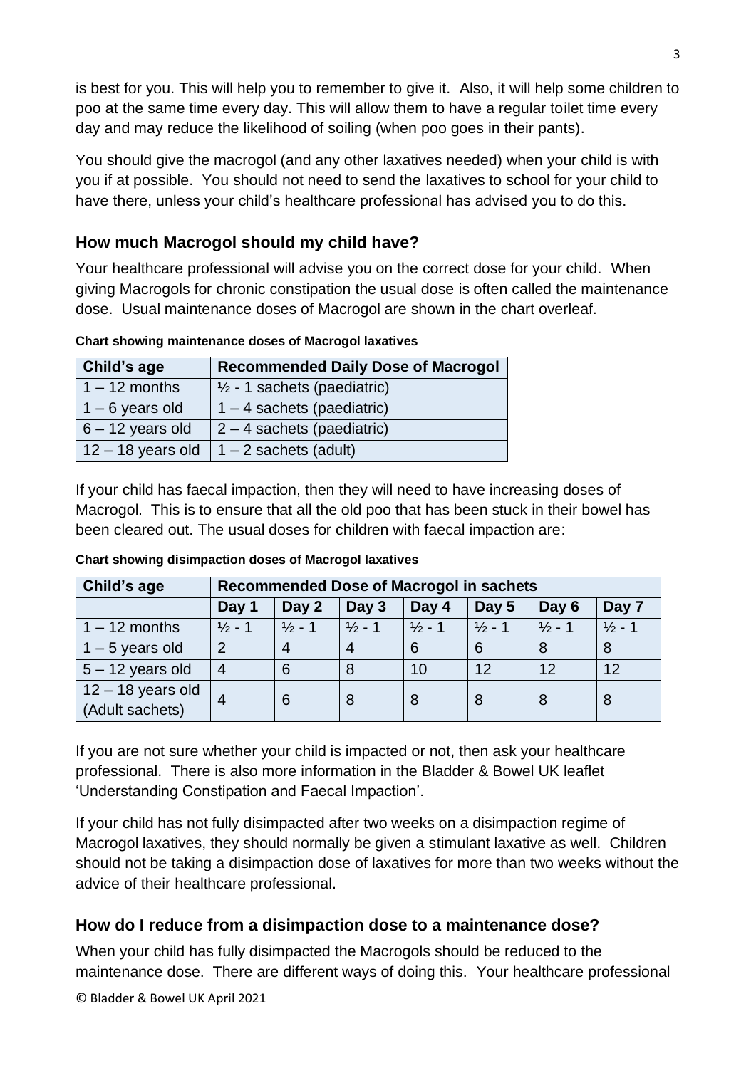is best for you. This will help you to remember to give it. Also, it will help some children to poo at the same time every day. This will allow them to have a regular toilet time every day and may reduce the likelihood of soiling (when poo goes in their pants).

You should give the macrogol (and any other laxatives needed) when your child is with you if at possible. You should not need to send the laxatives to school for your child to have there, unless your child's healthcare professional has advised you to do this.

## How much Macrogol should my child have?

Your healthcare professional will advise you on the correct dose for your child. When giving Macrogols for chronic constipation the usual dose is often called the maintenance dose. Usual maintenance doses of Macrogol are shown in the chart overleaf.

**Chart showing maintenance doses of Macrogol laxatives**

| Child's age | Recommended Daily Dose of Macrogol |
|---|---|
| 1 – 12 months | ½ - 1 sachets (paediatric) |
| 1 – 6 years old | 1 – 4 sachets (paediatric) |
| 6 – 12 years old | 2 – 4 sachets (paediatric) |
| 12 – 18 years old | 1 – 2 sachets (adult) |

If your child has faecal impaction, then they will need to have increasing doses of Macrogol. This is to ensure that all the old poo that has been stuck in their bowel has been cleared out. The usual doses for children with faecal impaction are:

**Chart showing disimpaction doses of Macrogol laxatives**

| Child's age | Recommended Dose of Macrogol in sachets | | | | | | |
|---|---|---|---|---|---|---|---|
| | Day 1 | Day 2 | Day 3 | Day 4 | Day 5 | Day 6 | Day 7 |
| 1 – 12 months | ½ - 1 | ½ - 1 | ½ - 1 | ½ - 1 | ½ - 1 | ½ - 1 | ½ - 1 |
| 1 – 5 years old | 2 | 4 | 4 | 6 | 6 | 8 | 8 |
| 5 – 12 years old | 4 | 6 | 8 | 10 | 12 | 12 | 12 |
| 12 – 18 years old (Adult sachets) | 4 | 6 | 8 | 8 | 8 | 8 | 8 |

If you are not sure whether your child is impacted or not, then ask your healthcare professional. There is also more information in the Bladder & Bowel UK leaflet 'Understanding Constipation and Faecal Impaction'.

If your child has not fully disimpacted after two weeks on a disimpaction regime of Macrogol laxatives, they should normally be given a stimulant laxative as well. Children should not be taking a disimpaction dose of laxatives for more than two weeks without the advice of their healthcare professional.

## How do I reduce from a disimpaction dose to a maintenance dose?

When your child has fully disimpacted the Macrogols should be reduced to the maintenance dose. There are different ways of doing this. Your healthcare professional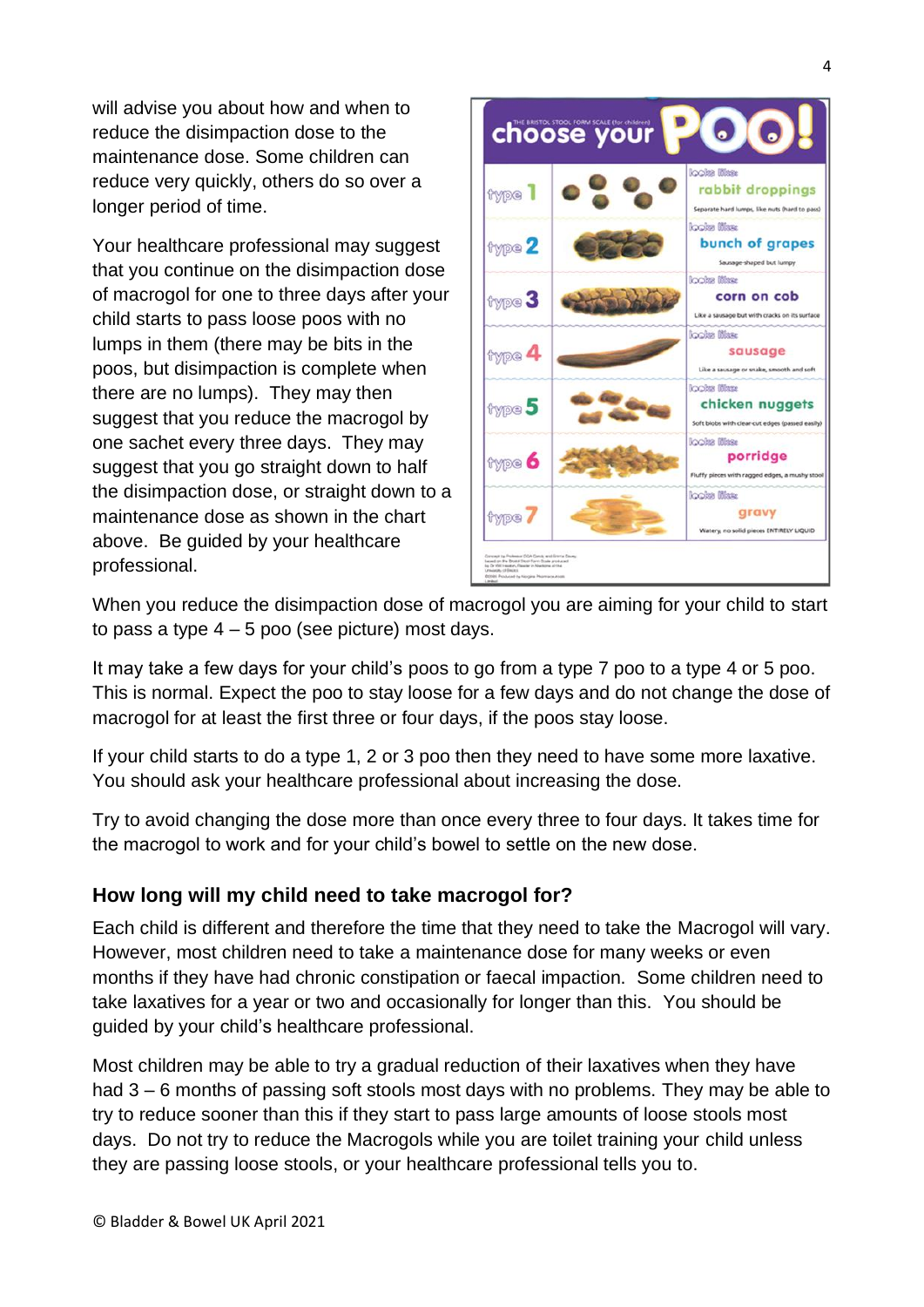will advise you about how and when to reduce the disimpaction dose to the maintenance dose. Some children can reduce very quickly, others do so over a longer period of time.

Your healthcare professional may suggest that you continue on the disimpaction dose of macrogol for one to three days after your child starts to pass loose poos with no lumps in them (there may be bits in the poos, but disimpaction is complete when there are no lumps). They may then suggest that you reduce the macrogol by one sachet every three days. They may suggest that you go straight down to half the disimpaction dose, or straight down to a maintenance dose as shown in the chart above. Be guided by your healthcare professional.

**THE BRISTOL STOOL FORM SCALE (for children) – choose your POO!**

| Type | Looks like | Description |
|---|---|---|
| type 1 | rabbit droppings | Separate hard lumps, like nuts (hard to pass) |
| type 2 | bunch of grapes | Sausage-shaped but lumpy |
| type 3 | corn on cob | Like a sausage but with cracks on its surface |
| type 4 | sausage | Like a sausage or snake, smooth and soft |
| type 5 | chicken nuggets | Soft blobs with clear-cut edges (passed easily) |
| type 6 | porridge | Fluffy pieces with ragged edges, a mushy stool |
| type 7 | gravy | Watery, no solid pieces ENTIRELY LIQUID |

When you reduce the disimpaction dose of macrogol you are aiming for your child to start to pass a type 4 – 5 poo (see picture) most days.

It may take a few days for your child's poos to go from a type 7 poo to a type 4 or 5 poo. This is normal. Expect the poo to stay loose for a few days and do not change the dose of macrogol for at least the first three or four days, if the poos stay loose.

If your child starts to do a type 1, 2 or 3 poo then they need to have some more laxative. You should ask your healthcare professional about increasing the dose.

Try to avoid changing the dose more than once every three to four days. It takes time for the macrogol to work and for your child's bowel to settle on the new dose.

## How long will my child need to take macrogol for?

Each child is different and therefore the time that they need to take the Macrogol will vary. However, most children need to take a maintenance dose for many weeks or even months if they have had chronic constipation or faecal impaction. Some children need to take laxatives for a year or two and occasionally for longer than this. You should be guided by your child's healthcare professional.

Most children may be able to try a gradual reduction of their laxatives when they have had 3 – 6 months of passing soft stools most days with no problems. They may be able to try to reduce sooner than this if they start to pass large amounts of loose stools most days. Do not try to reduce the Macrogols while you are toilet training your child unless they are passing loose stools, or your healthcare professional tells you to.

© Bladder & Bowel UK April 2021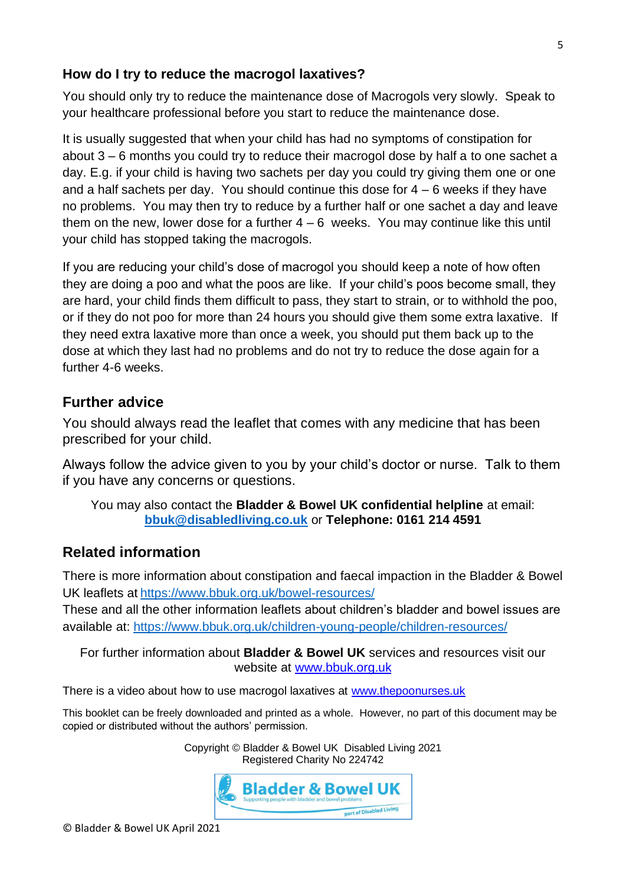### How do I try to reduce the macrogol laxatives?

You should only try to reduce the maintenance dose of Macrogols very slowly. Speak to your healthcare professional before you start to reduce the maintenance dose.

It is usually suggested that when your child has had no symptoms of constipation for about 3 – 6 months you could try to reduce their macrogol dose by half a to one sachet a day. E.g. if your child is having two sachets per day you could try giving them one or one and a half sachets per day. You should continue this dose for 4 – 6 weeks if they have no problems. You may then try to reduce by a further half or one sachet a day and leave them on the new, lower dose for a further 4 – 6 weeks. You may continue like this until your child has stopped taking the macrogols.

If you are reducing your child's dose of macrogol you should keep a note of how often they are doing a poo and what the poos are like. If your child's poos become small, they are hard, your child finds them difficult to pass, they start to strain, or to withhold the poo, or if they do not poo for more than 24 hours you should give them some extra laxative. If they need extra laxative more than once a week, you should put them back up to the dose at which they last had no problems and do not try to reduce the dose again for a further 4-6 weeks.

## Further advice

You should always read the leaflet that comes with any medicine that has been prescribed for your child.

Always follow the advice given to you by your child's doctor or nurse. Talk to them if you have any concerns or questions.

You may also contact the **Bladder & Bowel UK confidential helpline** at email: **bbuk@disabledliving.co.uk** or **Telephone: 0161 214 4591**

## Related information

There is more information about constipation and faecal impaction in the Bladder & Bowel UK leaflets at https://www.bbuk.org.uk/bowel-resources/
These and all the other information leaflets about children's bladder and bowel issues are available at: https://www.bbuk.org.uk/children-young-people/children-resources/

For further information about **Bladder & Bowel UK** services and resources visit our website at www.bbuk.org.uk

There is a video about how to use macrogol laxatives at www.thepoonurses.uk

This booklet can be freely downloaded and printed as a whole. However, no part of this document may be copied or distributed without the authors' permission.

Copyright © Bladder & Bowel UK Disabled Living 2021
Registered Charity No 224742

Bladder & Bowel UK
Supporting people with bladder and bowel problems
part of Disabled Living

© Bladder & Bowel UK April 2021